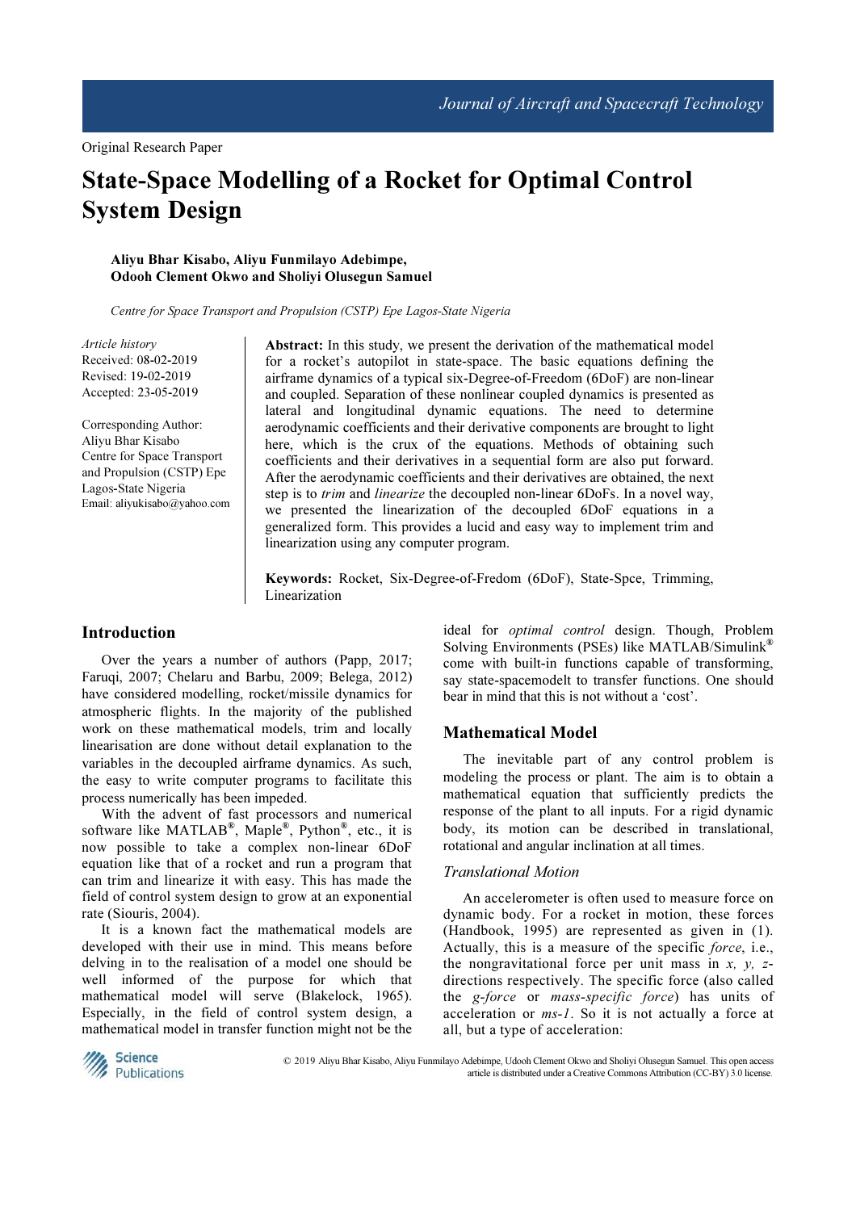Original Research Paper

# State-Space Modelling of a Rocket for Optimal Control System Design

**Aliyu Bhar Kisabo, Aliyu Funmilayo Adebimpe, Odooh Clement Okwo and Sholiyi Olusegun Samuel**

*Centre for Space Transport and Propulsion (CSTP) Epe Lagos-State Nigeria*

*Article history*
Received: 08-02-2019
Revised: 19-02-2019
Accepted: 23-05-2019

Corresponding Author:
Aliyu Bhar Kisabo
Centre for Space Transport and Propulsion (CSTP) Epe Lagos-State Nigeria
Email: aliyukisabo@yahoo.com

**Abstract:** In this study, we present the derivation of the mathematical model for a rocket's autopilot in state-space. The basic equations defining the airframe dynamics of a typical six-Degree-of-Freedom (6DoF) are non-linear and coupled. Separation of these nonlinear coupled dynamics is presented as lateral and longitudinal dynamic equations. The need to determine aerodynamic coefficients and their derivative components are brought to light here, which is the crux of the equations. Methods of obtaining such coefficients and their derivatives in a sequential form are also put forward. After the aerodynamic coefficients and their derivatives are obtained, the next step is to *trim* and *linearize* the decoupled non-linear 6DoFs. In a novel way, we presented the linearization of the decoupled 6DoF equations in a generalized form. This provides a lucid and easy way to implement trim and linearization using any computer program.

**Keywords:** Rocket, Six-Degree-of-Fredom (6DoF), State-Spce, Trimming, Linearization

## Introduction

Over the years a number of authors (Papp, 2017; Faruqi, 2007; Chelaru and Barbu, 2009; Belega, 2012) have considered modelling, rocket/missile dynamics for atmospheric flights. In the majority of the published work on these mathematical models, trim and locally linearisation are done without detail explanation to the variables in the decoupled airframe dynamics. As such, the easy to write computer programs to facilitate this process numerically has been impeded.

With the advent of fast processors and numerical software like MATLAB®, Maple®, Python®, etc., it is now possible to take a complex non-linear 6DoF equation like that of a rocket and run a program that can trim and linearize it with easy. This has made the field of control system design to grow at an exponential rate (Siouris, 2004).

It is a known fact the mathematical models are developed with their use in mind. This means before delving in to the realisation of a model one should be well informed of the purpose for which that mathematical model will serve (Blakelock, 1965). Especially, in the field of control system design, a mathematical model in transfer function might not be the ideal for *optimal control* design. Though, Problem Solving Environments (PSEs) like MATLAB/Simulink® come with built-in functions capable of transforming, say state-spacemodelt to transfer functions. One should bear in mind that this is not without a 'cost'.

## Mathematical Model

The inevitable part of any control problem is modeling the process or plant. The aim is to obtain a mathematical equation that sufficiently predicts the response of the plant to all inputs. For a rigid dynamic body, its motion can be described in translational, rotational and angular inclination at all times.

### Translational Motion

An accelerometer is often used to measure force on dynamic body. For a rocket in motion, these forces (Handbook, 1995) are represented as given in (1). Actually, this is a measure of the specific *force*, i.e., the nongravitational force per unit mass in *x, y, z*-directions respectively. The specific force (also called the *g-force* or *mass-specific force*) has units of acceleration or *ms-1*. So it is not actually a force at all, but a type of acceleration:

© 2019 Aliyu Bhar Kisabo, Aliyu Funmilayo Adebimpe, Udooh Clement Okwo and Sholiyi Olusegun Samuel. This open access article is distributed under a Creative Commons Attribution (CC-BY) 3.0 license.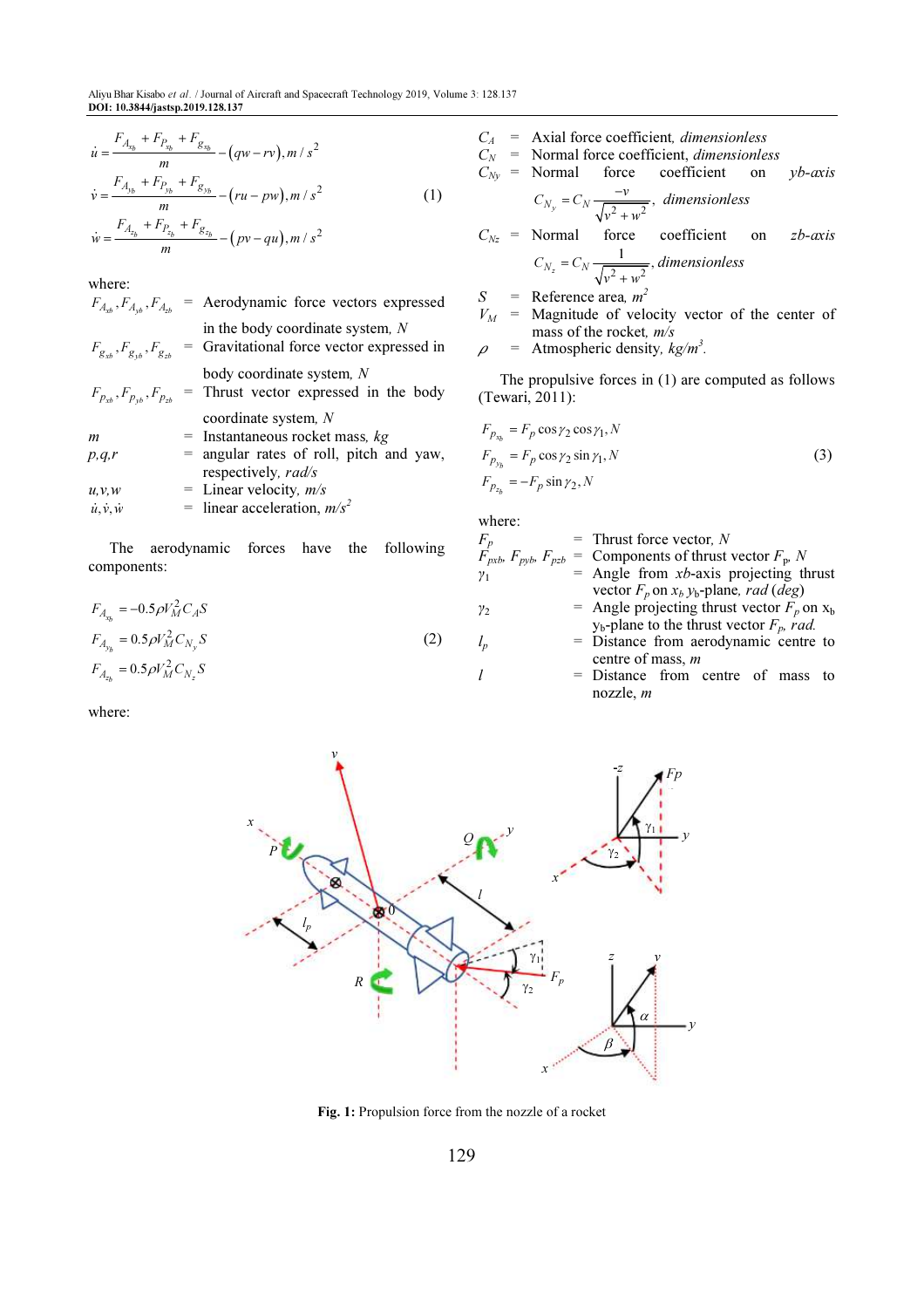$$\dot{u} = \frac{F_{A_{xb}} + F_{P_{xb}} + F_{g_{xb}}}{m} - (qw - rv), m/s^2$$
$$\dot{v} = \frac{F_{A_{yb}} + F_{P_{yb}} + F_{g_{yb}}}{m} - (ru - pw), m/s^2 \quad (1)$$
$$\dot{w} = \frac{F_{A_{zb}} + F_{P_{zb}} + F_{g_{zb}}}{m} - (pv - qu), m/s^2$$

where:

$F_{A_{xb}}, F_{A_{yb}}, F_{A_{zb}}$ = Aerodynamic force vectors expressed in the body coordinate system, *N*
$F_{g_{xb}}, F_{g_{yb}}, F_{g_{zb}}$ = Gravitational force vector expressed in body coordinate system, *N*
$F_{P_{xb}}, F_{P_{yb}}, F_{P_{zb}}$ = Thrust vector expressed in the body coordinate system, *N*
$m$ = Instantaneous rocket mass, *kg*
$p,q,r$ = angular rates of roll, pitch and yaw, respectively, *rad/s*
$u,v,w$ = Linear velocity, *m/s*
$\dot{u},\dot{v},\dot{w}$ = linear acceleration, *m/s*$^2$

The aerodynamic forces have the following components:

$$F_{A_{x_b}} = -0.5\rho V_M^2 C_A S$$
$$F_{A_{y_b}} = 0.5\rho V_M^2 C_{N_y} S \quad (2)$$
$$F_{A_{z_b}} = 0.5\rho V_M^2 C_{N_z} S$$

where:

$C_A$ = Axial force coefficient, *dimensionless*
$C_N$ = Normal force coefficient, *dimensionless*
$C_{Ny}$ = Normal force coefficient on *yb-axis* $C_{N_y} = C_N \frac{-v}{\sqrt{v^2 + w^2}}$, *dimensionless*
$C_{Nz}$ = Normal force coefficient on *zb-axis* $C_{N_z} = C_N \frac{1}{\sqrt{v^2 + w^2}}$, *dimensionless*
$S$ = Reference area, *m*$^2$
$V_M$ = Magnitude of velocity vector of the center of mass of the rocket, *m/s*
$\rho$ = Atmospheric density, *kg/m*$^3$.

The propulsive forces in (1) are computed as follows (Tewari, 2011):

$$F_{P_{x_b}} = F_p \cos\gamma_2 \cos\gamma_1, N$$
$$F_{P_{y_b}} = F_p \cos\gamma_2 \sin\gamma_1, N \quad (3)$$
$$F_{P_{z_b}} = -F_p \sin\gamma_2, N$$

where:

$F_p$ = Thrust force vector, *N*
$F_{pxb}$, $F_{pyb}$, $F_{pzb}$ = Components of thrust vector $F_p$, *N*
$\gamma_1$ = Angle from *xb*-axis projecting thrust vector $F_p$ on $x_b$ $y_b$-plane, *rad* (*deg*)
$\gamma_2$ = Angle projecting thrust vector $F_p$ on $x_b$ $y_b$-plane to the thrust vector $F_p$, *rad.*
$l_p$ = Distance from aerodynamic centre to centre of mass, *m*
$l$ = Distance from centre of mass to nozzle, *m*

**Fig. 1:** Propulsion force from the nozzle of a rocket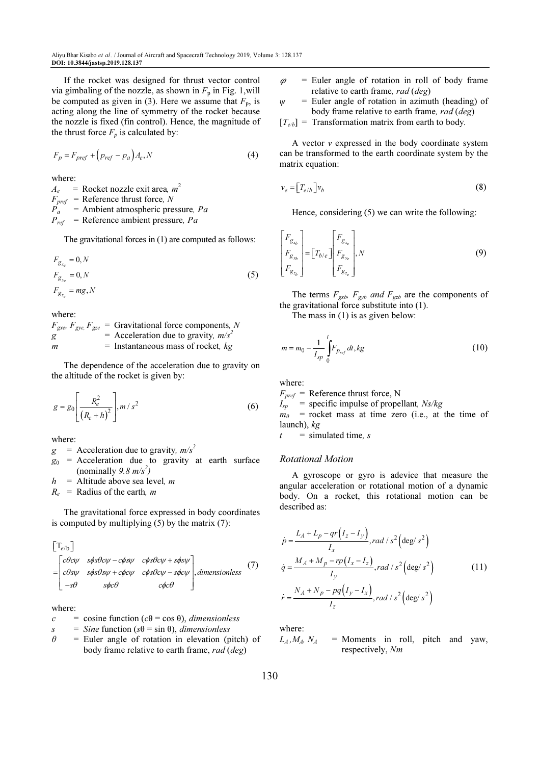If the rocket was designed for thrust vector control via gimbaling of the nozzle, as shown in $F_p$ in Fig. 1,will be computed as given in (3). Here we assume that $F_p$, is acting along the line of symmetry of the rocket because the nozzle is fixed (fin control). Hence, the magnitude of the thrust force $F_p$ is calculated by:

$$F_p = F_{pref} + \left(p_{ref} - p_a\right) A_e, N \tag{4}$$

where:

- $A_e$ = Rocket nozzle exit area, $m^2$
- $F_{pref}$ = Reference thrust force, $N$
- $P_a$ = Ambient atmospheric pressure, $Pa$
- $P_{ref}$ = Reference ambient pressure, $Pa$

The gravitational forces in (1) are computed as follows:

$$\begin{aligned} F_{g_{x_e}} &= 0, N \\ F_{g_{y_e}} &= 0, N \\ F_{g_{z_e}} &= mg, N \end{aligned} \tag{5}$$

where:

- $F_{gxe}$, $F_{gye}$, $F_{gze}$ = Gravitational force components, $N$
- $g$ = Acceleration due to gravity, $m/s^2$
- $m$ = Instantaneous mass of rocket, $kg$

The dependence of the acceleration due to gravity on the altitude of the rocket is given by:

$$g = g_0 \left[ \frac{R_e^2}{\left(R_e + h\right)^2} \right], m/s^2 \tag{6}$$

where:

- $g$ = Acceleration due to gravity, $m/s^2$
- $g_0$ = Acceleration due to gravity at earth surface (nominally $9.8\ m/s^2$)
- $h$ = Altitude above sea level, $m$
- $R_e$ = Radius of the earth, $m$

The gravitational force expressed in body coordinates is computed by multiplying (5) by the matrix (7):

$$\left[T_{e/b}\right] = \begin{bmatrix} c\theta c\psi & s\phi s\theta c\psi - c\phi s\psi & c\phi s\theta c\psi + s\phi s\psi \\ c\theta s\psi & s\phi s\theta s\psi + c\phi c\psi & c\phi s\theta c\psi - s\phi c\psi \\ -s\theta & s\phi c\theta & c\phi c\theta \end{bmatrix}, dimensionless \tag{7}$$

where:

- $c$ = cosine function ($c\theta = \cos\theta$), *dimensionless*
- $s$ = *Sine* function ($s\theta = \sin\theta$), *dimensionless*
- $\theta$ = Euler angle of rotation in elevation (pitch) of body frame relative to earth frame, *rad* (*deg*)
- $\varphi$ = Euler angle of rotation in roll of body frame relative to earth frame, *rad* (*deg*)
- $\psi$ = Euler angle of rotation in azimuth (heading) of body frame relative to earth frame, *rad* (*deg*)
- $[T_{e/b}]$ = Transformation matrix from earth to body.

A vector $v$ expressed in the body coordinate system can be transformed to the earth coordinate system by the matrix equation:

$$v_e = \left[T_{e/b}\right] v_b \tag{8}$$

Hence, considering (5) we can write the following:

$$\begin{bmatrix} F_{g_{x_b}} \\ F_{g_{y_b}} \\ F_{g_{z_b}} \end{bmatrix} = \left[T_{b/e}\right] \begin{bmatrix} F_{g_{x_e}} \\ F_{g_{y_e}} \\ F_{g_{z_e}} \end{bmatrix}, N \tag{9}$$

The terms $F_{gxb}$, $F_{gyb}$ *and* $F_{gzb}$ are the components of the gravitational force substitute into (1).

The mass in (1) is as given below:

$$m = m_0 - \frac{1}{I_{sp}} \int_0^t F_{p_{ref}} \, dt, kg \tag{10}$$

where:

- $F_{pref}$ = Reference thrust force, N
- $I_{sp}$ = specific impulse of propellant, $Ns/kg$
- $m_0$ = rocket mass at time zero (i.e., at the time of launch), $kg$
- $t$ = simulated time, $s$

### Rotational Motion

A gyroscope or gyro is advice that measure the angular acceleration or rotational motion of a dynamic body. On a rocket, this rotational motion can be described as:

$$\begin{aligned} \dot{p} &= \frac{L_A + L_p - qr\left(I_z - I_y\right)}{I_x}, rad/s^2 \left(\deg/s^2\right) \\ \dot{q} &= \frac{M_A + M_p - rp\left(I_x - I_z\right)}{I_y}, rad/s^2 \left(\deg/s^2\right) \\ \dot{r} &= \frac{N_A + N_p - pq\left(I_y - I_x\right)}{I_z}, rad/s^2 \left(\deg/s^2\right) \end{aligned} \tag{11}$$

where:

- $L_A$, $M_A$, $N_A$ = Moments in roll, pitch and yaw, respectively, $Nm$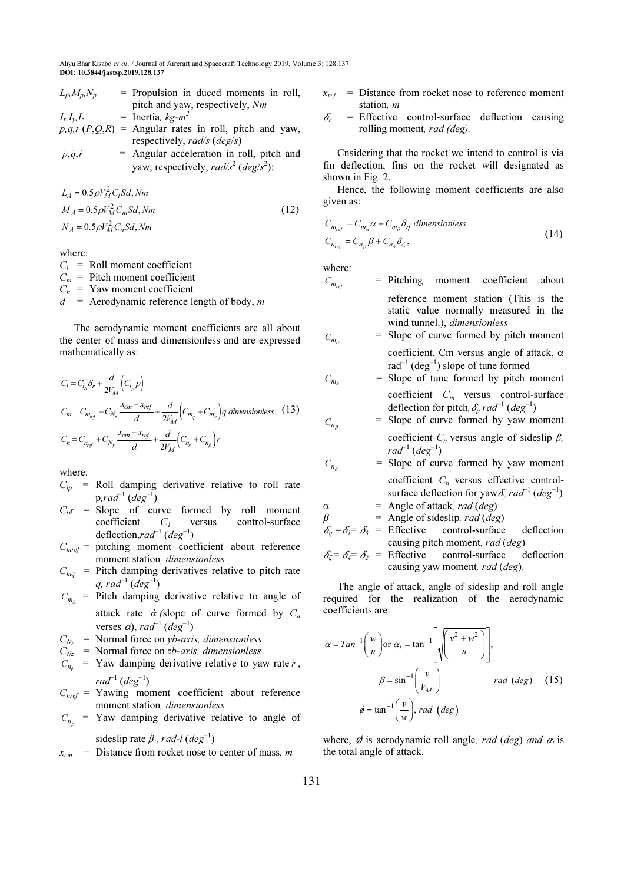$L_p, M_p, N_p$ = Propulsion in duced moments in roll, pitch and yaw, respectively, *Nm*
$I_x, I_y, I_z$ = Inertia, *kg-m²*
$p, q, r$ $(P, Q, R)$ = Angular rates in roll, pitch and yaw, respectively, *rad/s* (*deg/s*)
$\dot{p}, \dot{q}, \dot{r}$ = Angular acceleration in roll, pitch and yaw, respectively, *rad/s²* (*deg/s²*):

$$
\begin{aligned}
L_A &= 0.5\rho V_M^2 C_l S d, Nm \\
M_A &= 0.5\rho V_M^2 C_m S d, Nm \\
N_A &= 0.5\rho V_M^2 C_n S d, Nm
\end{aligned}
\tag{12}
$$

where:
$C_l$ = Roll moment coefficient
$C_m$ = Pitch moment coefficient
$C_n$ = Yaw moment coefficient
$d$ = Aerodynamic reference length of body, *m*

The aerodynamic moment coefficients are all about the center of mass and dimensionless and are expressed mathematically as:

$$
\begin{aligned}
C_l &= C_{l_\delta}\delta_r + \frac{d}{2V_M}\left(C_{l_p} p\right) \\
C_m &= C_{m_{ref}} - C_{N_z}\frac{x_{cm} - x_{ref}}{d} + \frac{d}{2V_M}\left(C_{m_q} + C_{m_{\dot{\alpha}}}\right) q \; dimensionless \\
C_n &= C_{n_{ref}} + C_{N_y}\frac{x_{cm} - x_{ref}}{d} + \frac{d}{2V_M}\left(C_{n_r} + C_{n_{\dot{\beta}}}\right) r
\end{aligned}
\tag{13}
$$

where:
$C_{lp}$ = Roll damping derivative relative to roll rate p, *rad⁻¹* (*deg⁻¹*)
$C_{l\delta}$ = Slope of curve formed by roll moment coefficient $C_l$ versus control-surface deflection, *rad⁻¹* (*deg⁻¹*)
$C_{mref}$ = pitching moment coefficient about reference moment station, *dimensionless*
$C_{mq}$ = Pitch damping derivatives relative to pitch rate *q*, *rad⁻¹* (*deg⁻¹*)
$C_{m_{\dot{\alpha}}}$ = Pitch damping derivative relative to angle of attack rate $\dot{\alpha}$ (slope of curve formed by $C_\alpha$ verses $\alpha$), *rad⁻¹* (*deg⁻¹*)
$C_{Ny}$ = Normal force on *yb-axis, dimensionless*
$C_{Nz}$ = Normal force on *zb-axis, dimensionless*
$C_{n_r}$ = Yaw damping derivative relative to yaw rate $\dot{r}$, *rad⁻¹* (*deg⁻¹*)
$C_{nref}$ = Yawing moment coefficient about reference moment station, *dimensionless*
$C_{n_{\dot{\beta}}}$ = Yaw damping derivative relative to angle of sideslip rate $\dot{\beta}$, *rad-l* (*deg⁻¹*)
$x_{cm}$ = Distance from rocket nose to center of mass, *m*
$x_{ref}$ = Distance from rocket nose to reference moment station, *m*
$\delta_r$ = Effective control-surface deflection causing rolling moment, *rad (deg).*

Cnsidering that the rocket we intend to control is via fin deflection, fins on the rocket will designated as shown in Fig. 2.

Hence, the following moment coefficients are also given as:

$$
\begin{aligned}
C_{m_{ref}} &= C_{m_\alpha}\alpha + C_{m_\delta}\delta_\eta \; dimensionless \\
C_{n_{ref}} &= C_{n_\beta}\beta + C_{n_\delta}\delta_\zeta,
\end{aligned}
\tag{14}
$$

where:
$C_{m_{ref}}$ = Pitching moment coefficient about reference moment station (This is the static value normally measured in the wind tunnel.), *dimensionless*
$C_{m_\alpha}$ = Slope of curve formed by pitch moment coefficient. Cm versus angle of attack, $\alpha$ rad⁻¹ (deg⁻¹) slope of tune formed
$C_{m_\delta}$ = Slope of tune formed by pitch moment coefficient $C_m$ versus control-surface deflection for pitch, $\delta_p$ *rad⁻¹* (*deg⁻¹*)
$C_{n_\beta}$ = Slope of curve formed by yaw moment coefficient $C_n$ versus angle of sideslip $\beta$, *rad⁻¹* (*deg⁻¹*)
$C_{n_\delta}$ = Slope of curve formed by yaw moment coefficient $C_n$ versus effective control-surface deflection for yaw $\delta_y$ *rad⁻¹* (*deg⁻¹*)
$\alpha$ = Angle of attack, *rad* (*deg*)
$\beta$ = Angle of sideslip, *rad* (*deg*)
$\delta_\eta = \delta_1 = \delta_3$ = Effective control-surface deflection causing pitch moment, *rad* (*deg*)
$\delta_\zeta = \delta_4 = \delta_2$ = Effective control-surface deflection causing yaw moment, *rad* (*deg*).

The angle of attack, angle of sideslip and roll angle required for the realization of the aerodynamic coefficients are:

$$
\begin{aligned}
\alpha &= Tan^{-1}\left(\frac{w}{u}\right) \text{or } \alpha_t = \tan^{-1}\left[\sqrt{\left(\frac{v^2 + w^2}{u}\right)}\right], \\
\beta &= \sin^{-1}\left(\frac{v}{V_M}\right) \qquad rad \; (deg) \\
\phi &= \tan^{-1}\left(\frac{v}{w}\right), rad \; (deg)
\end{aligned}
\tag{15}
$$

where, $\phi$ is aerodynamic roll angle, *rad* (*deg*) *and* $\alpha_t$ is the total angle of attack.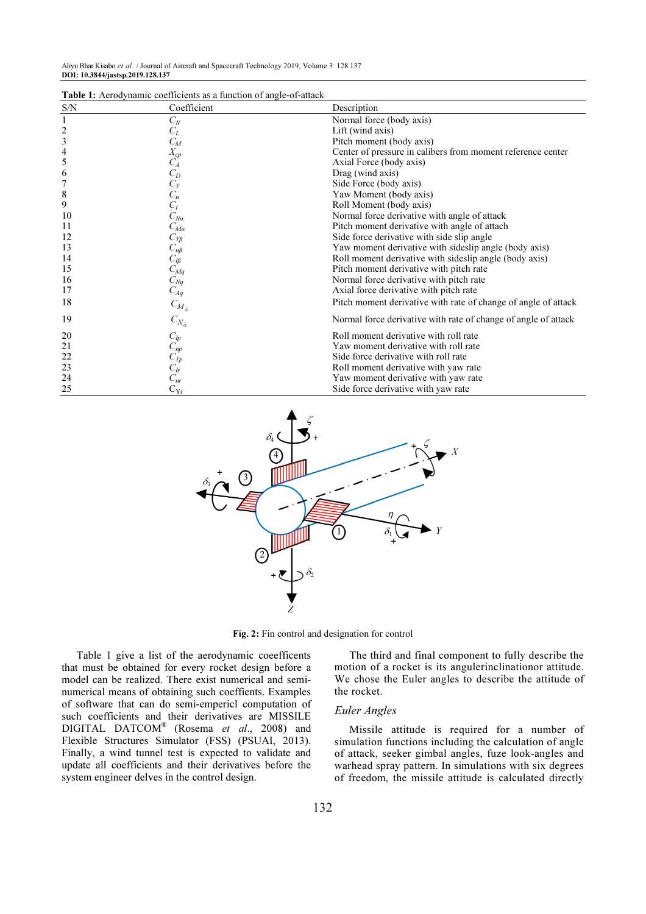**Table 1:** Aerodynamic coefficients as a function of angle-of-attack

| S/N | Coefficient | Description |
|---|---|---|
| 1 | $C_N$ | Normal force (body axis) |
| 2 | $C_L$ | Lift (wind axis) |
| 3 | $C_M$ | Pitch moment (body axis) |
| 4 | $X_{cp}$ | Center of pressure in calibers from moment reference center |
| 5 | $C_A$ | Axial Force (body axis) |
| 6 | $C_D$ | Drag (wind axis) |
| 7 | $C_Y$ | Side Force (body axis) |
| 8 | $C_n$ | Yaw Moment (body axis) |
| 9 | $C_l$ | Roll Moment (body axis) |
| 10 | $C_{N\alpha}$ | Normal force derivative with angle of attack |
| 11 | $C_{M\alpha}$ | Pitch moment derivative with angle of attach |
| 12 | $C_{Y\beta}$ | Side force derivative with side slip angle |
| 13 | $C_{n\beta}$ | Yaw moment derivative with sideslip angle (body axis) |
| 14 | $C_{l\beta}$ | Roll moment derivative with sideslip angle (body axis) |
| 15 | $C_{Mq}$ | Pitch moment derivative with pitch rate |
| 16 | $C_{Nq}$ | Normal force derivative with pitch rate |
| 17 | $C_{Aq}$ | Axial force derivative with pitch rate |
| 18 | $C_{M_{\dot{\alpha}}}$ | Pitch moment derivative with rate of change of angle of attack |
| 19 | $C_{N_{\dot{\alpha}}}$ | Normal force derivative with rate of change of angle of attack |
| 20 | $C_{lp}$ | Roll moment derivative with roll rate |
| 21 | $C_{np}$ | Yaw moment derivative with roll rate |
| 22 | $C_{Yp}$ | Side force derivative with roll rate |
| 23 | $C_{lr}$ | Roll moment derivative with yaw rate |
| 24 | $C_{nr}$ | Yaw moment derivative with yaw rate |
| 25 | $C_{Yr}$ | Side force derivative with yaw rate |

**Fig. 2:** Fin control and designation for control

Table 1 give a list of the aerodynamic coeefficents that must be obtained for every rocket design before a model can be realized. There exist numerical and semi-numerical means of obtaining such coeffients. Examples of software that can do semi-empericl computation of such coefficients and their derivatives are MISSILE DIGITAL DATCOM® (Rosema *et al*., 2008) and Flexible Structures Simulator (FSS) (PSUAI, 2013). Finally, a wind tunnel test is expected to validate and update all coefficients and their derivatives before the system engineer delves in the control design.

The third and final component to fully describe the motion of a rocket is its angularinclinationor attitude. We chose the Euler angles to describe the attitude of the rocket.

### *Euler Angles*

Missile attitude is required for a number of simulation functions including the calculation of angle of attack, seeker gimbal angles, fuze look-angles and warhead spray pattern. In simulations with six degrees of freedom, the missile attitude is calculated directly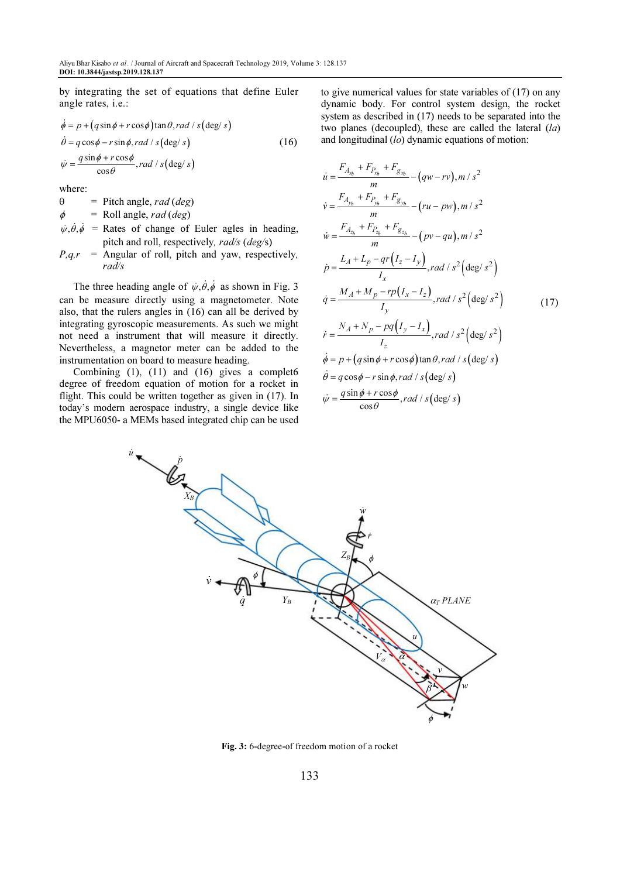by integrating the set of equations that define Euler angle rates, i.e.:

$$\dot{\phi} = p + (q\sin\phi + r\cos\phi)\tan\theta, rad/s(\deg/s)$$
$$\dot{\theta} = q\cos\phi - r\sin\phi, rad/s(\deg/s) \quad (16)$$
$$\dot{\psi} = \frac{q\sin\phi + r\cos\phi}{\cos\theta}, rad/s(\deg/s)$$

where:

- $\theta$ = Pitch angle, *rad* (*deg*)
- $\phi$ = Roll angle, *rad* (*deg*)
- $\dot{\psi}, \dot{\theta}, \dot{\phi}$ = Rates of change of Euler agles in heading, pitch and roll, respectively, *rad/s* (*deg/s*)
- $P, q, r$ = Angular of roll, pitch and yaw, respectively, *rad/s*

The three heading angle of $\dot{\psi}, \dot{\theta}, \dot{\phi}$ as shown in Fig. 3 can be measure directly using a magnetometer. Note also, that the rulers angles in (16) can all be derived by integrating gyroscopic measurements. As such we might not need a instrument that will measure it directly. Nevertheless, a magnetor meter can be added to the instrumentation on board to measure heading.

Combining (1), (11) and (16) gives a complet6 degree of freedom equation of motion for a rocket in flight. This could be written together as given in (17). In today's modern aerospace industry, a single device like the MPU6050- a MEMs based integrated chip can be used to give numerical values for state variables of (17) on any dynamic body. For control system design, the rocket system as described in (17) needs to be separated into the two planes (decoupled), these are called the lateral (*la*) and longitudinal (*lo*) dynamic equations of motion:

$$\dot{u} = \frac{F_{A_{x_b}} + F_{P_{x_b}} + F_{g_{x_b}}}{m} - (qw - rv), m/s^2$$
$$\dot{v} = \frac{F_{A_{y_b}} + F_{P_{y_b}} + F_{g_{y_b}}}{m} - (ru - pw), m/s^2$$
$$\dot{w} = \frac{F_{A_{z_b}} + F_{P_{z_b}} + F_{g_{z_b}}}{m} - (pv - qu), m/s^2$$
$$\dot{p} = \frac{L_A + L_P - qr(I_z - I_y)}{I_x}, rad/s^2(\deg/s^2)$$
$$\dot{q} = \frac{M_A + M_P - rp(I_x - I_z)}{I_y}, rad/s^2(\deg/s^2) \quad (17)$$
$$\dot{r} = \frac{N_A + N_P - pq(I_y - I_x)}{I_z}, rad/s^2(\deg/s^2)$$
$$\dot{\phi} = p + (q\sin\phi + r\cos\phi)\tan\theta, rad/s(\deg/s)$$
$$\dot{\theta} = q\cos\phi - r\sin\phi, rad/s(\deg/s)$$
$$\dot{\psi} = \frac{q\sin\phi + r\cos\phi}{\cos\theta}, rad/s(\deg/s)$$

**Fig. 3:** 6-degree-of freedom motion of a rocket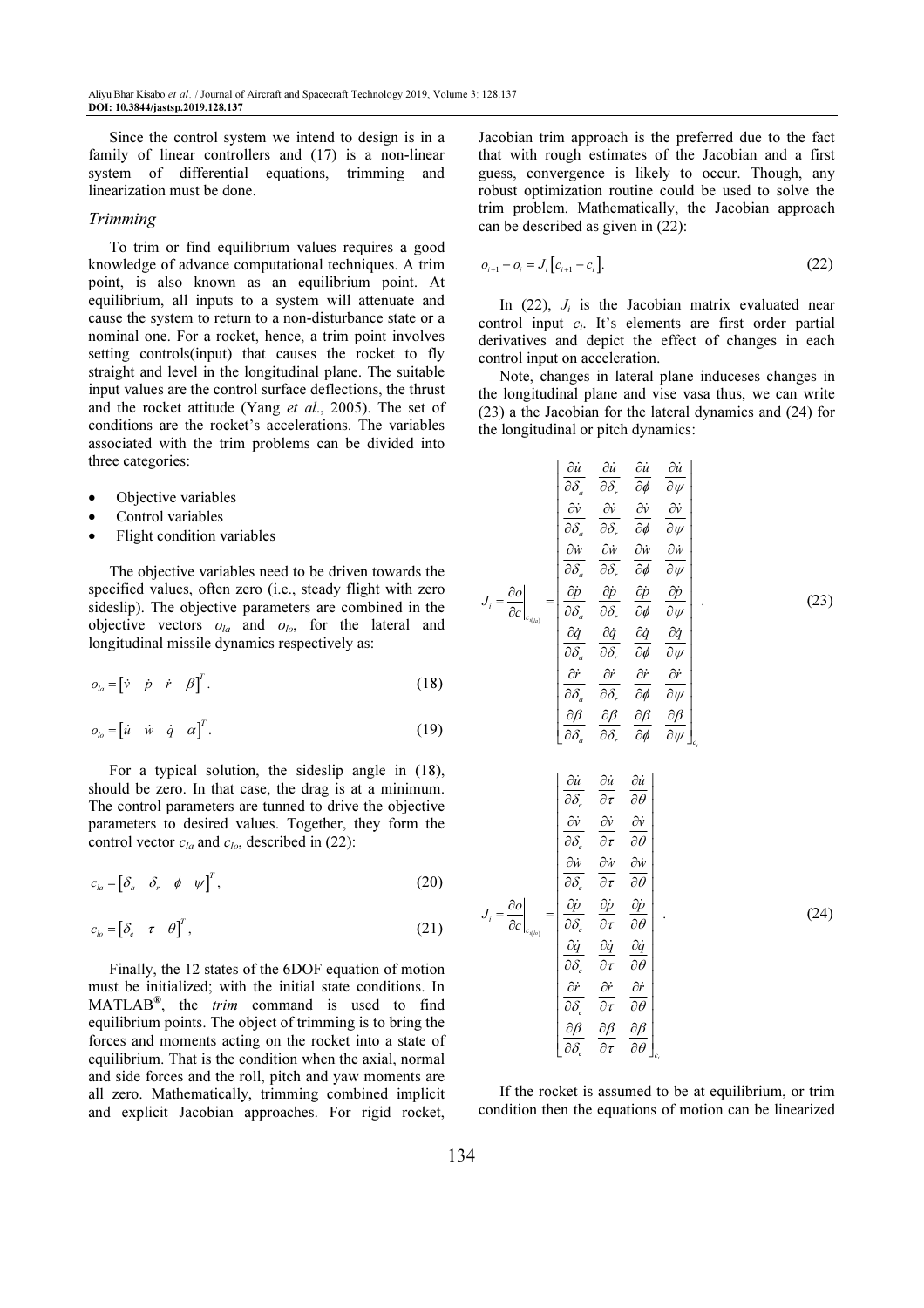Since the control system we intend to design is in a family of linear controllers and (17) is a non-linear system of differential equations, trimming and linearization must be done.

### *Trimming*

To trim or find equilibrium values requires a good knowledge of advance computational techniques. A trim point, is also known as an equilibrium point. At equilibrium, all inputs to a system will attenuate and cause the system to return to a non-disturbance state or a nominal one. For a rocket, hence, a trim point involves setting controls(input) that causes the rocket to fly straight and level in the longitudinal plane. The suitable input values are the control surface deflections, the thrust and the rocket attitude (Yang *et al*., 2005). The set of conditions are the rocket's accelerations. The variables associated with the trim problems can be divided into three categories:

- Objective variables
- Control variables
- Flight condition variables

The objective variables need to be driven towards the specified values, often zero (i.e., steady flight with zero sideslip). The objective parameters are combined in the objective vectors $o_{la}$ and $o_{lo}$, for the lateral and longitudinal missile dynamics respectively as:

$$o_{la} = \begin{bmatrix} \dot{v} & \dot{p} & \dot{r} & \beta \end{bmatrix}^T. \tag{18}$$

$$o_{lo} = \begin{bmatrix} \dot{u} & \dot{w} & \dot{q} & \alpha \end{bmatrix}^T. \tag{19}$$

For a typical solution, the sideslip angle in (18), should be zero. In that case, the drag is at a minimum. The control parameters are tunned to drive the objective parameters to desired values. Together, they form the control vector $c_{la}$ and $c_{lo}$, described in (22):

$$c_{la} = \begin{bmatrix} \delta_a & \delta_r & \phi & \psi \end{bmatrix}^T, \tag{20}$$

$$c_{lo} = \begin{bmatrix} \delta_e & \tau & \theta \end{bmatrix}^T, \tag{21}$$

Finally, the 12 states of the 6DOF equation of motion must be initialized; with the initial state conditions. In MATLAB®, the *trim* command is used to find equilibrium points. The object of trimming is to bring the forces and moments acting on the rocket into a state of equilibrium. That is the condition when the axial, normal and side forces and the roll, pitch and yaw moments are all zero. Mathematically, trimming combined implicit and explicit Jacobian approaches. For rigid rocket, Jacobian trim approach is the preferred due to the fact that with rough estimates of the Jacobian and a first guess, convergence is likely to occur. Though, any robust optimization routine could be used to solve the trim problem. Mathematically, the Jacobian approach can be described as given in (22):

$$o_{i+1} - o_i = J_i \left[ c_{i+1} - c_i \right]. \tag{22}$$

In (22), $J_i$ is the Jacobian matrix evaluated near control input $c_i$. It's elements are first order partial derivatives and depict the effect of changes in each control input on acceleration.

Note, changes in lateral plane induceses changes in the longitudinal plane and vise vasa thus, we can write (23) a the Jacobian for the lateral dynamics and (24) for the longitudinal or pitch dynamics:

$$J_i = \left.\frac{\partial o}{\partial c}\right|_{c_{i(la)}} = \begin{bmatrix} \frac{\partial \dot{u}}{\partial \delta_a} & \frac{\partial \dot{u}}{\partial \delta_r} & \frac{\partial \dot{u}}{\partial \phi} & \frac{\partial \dot{u}}{\partial \psi} \\ \frac{\partial \dot{v}}{\partial \delta_a} & \frac{\partial \dot{v}}{\partial \delta_r} & \frac{\partial \dot{v}}{\partial \phi} & \frac{\partial \dot{v}}{\partial \psi} \\ \frac{\partial \dot{w}}{\partial \delta_a} & \frac{\partial \dot{w}}{\partial \delta_r} & \frac{\partial \dot{w}}{\partial \phi} & \frac{\partial \dot{w}}{\partial \psi} \\ \frac{\partial \dot{p}}{\partial \delta_a} & \frac{\partial \dot{p}}{\partial \delta_r} & \frac{\partial \dot{p}}{\partial \phi} & \frac{\partial \dot{p}}{\partial \psi} \\ \frac{\partial \dot{q}}{\partial \delta_a} & \frac{\partial \dot{q}}{\partial \delta_r} & \frac{\partial \dot{q}}{\partial \phi} & \frac{\partial \dot{q}}{\partial \psi} \\ \frac{\partial \dot{r}}{\partial \delta_a} & \frac{\partial \dot{r}}{\partial \delta_r} & \frac{\partial \dot{r}}{\partial \phi} & \frac{\partial \dot{r}}{\partial \psi} \\ \frac{\partial \beta}{\partial \delta_a} & \frac{\partial \beta}{\partial \delta_r} & \frac{\partial \beta}{\partial \phi} & \frac{\partial \beta}{\partial \psi} \end{bmatrix}_{c_i}. \tag{23}$$

$$J_i = \left.\frac{\partial o}{\partial c}\right|_{c_{i(lo)}} = \begin{bmatrix} \frac{\partial \dot{u}}{\partial \delta_e} & \frac{\partial \dot{u}}{\partial \tau} & \frac{\partial \dot{u}}{\partial \theta} \\ \frac{\partial \dot{v}}{\partial \delta_e} & \frac{\partial \dot{v}}{\partial \tau} & \frac{\partial \dot{v}}{\partial \theta} \\ \frac{\partial \dot{w}}{\partial \delta_e} & \frac{\partial \dot{w}}{\partial \tau} & \frac{\partial \dot{w}}{\partial \theta} \\ \frac{\partial \dot{p}}{\partial \delta_e} & \frac{\partial \dot{p}}{\partial \tau} & \frac{\partial \dot{p}}{\partial \theta} \\ \frac{\partial \dot{q}}{\partial \delta_e} & \frac{\partial \dot{q}}{\partial \tau} & \frac{\partial \dot{q}}{\partial \theta} \\ \frac{\partial \dot{r}}{\partial \delta_e} & \frac{\partial \dot{r}}{\partial \tau} & \frac{\partial \dot{r}}{\partial \theta} \\ \frac{\partial \beta}{\partial \delta_e} & \frac{\partial \beta}{\partial \tau} & \frac{\partial \beta}{\partial \theta} \end{bmatrix}_{c_i}. \tag{24}$$

If the rocket is assumed to be at equilibrium, or trim condition then the equations of motion can be linearized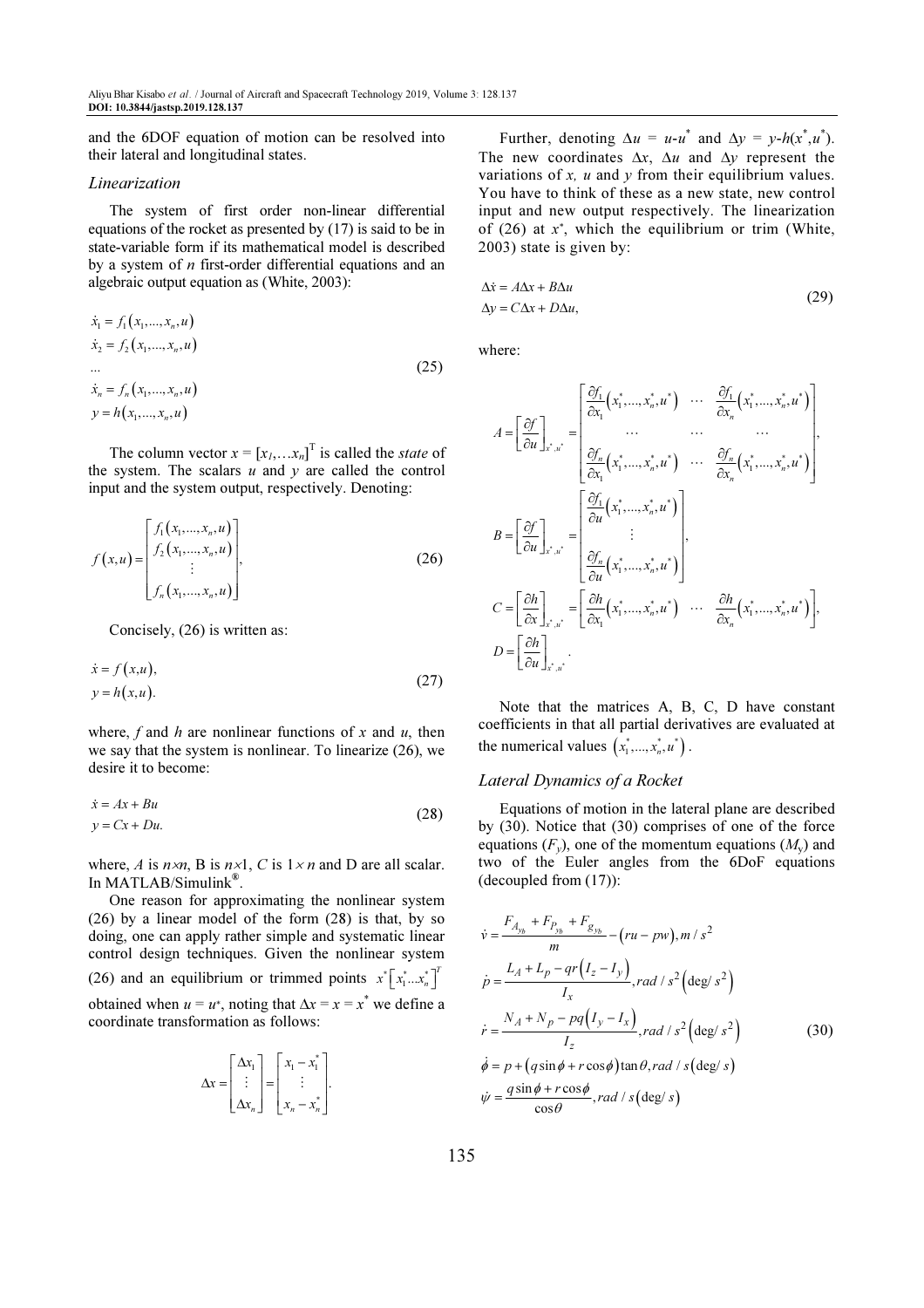and the 6DOF equation of motion can be resolved into their lateral and longitudinal states.

### Linearization

The system of first order non-linear differential equations of the rocket as presented by (17) is said to be in state-variable form if its mathematical model is described by a system of $n$ first-order differential equations and an algebraic output equation as (White, 2003):

$$
\begin{aligned}
\dot{x}_1 &= f_1(x_1, ..., x_n, u) \\
\dot{x}_2 &= f_2(x_1, ..., x_n, u) \\
&... \\
\dot{x}_n &= f_n(x_1, ..., x_n, u) \\
y &= h(x_1, ..., x_n, u)
\end{aligned}
\tag{25}
$$

The column vector $x = [x_1, \ldots x_n]^T$ is called the *state* of the system. The scalars $u$ and $y$ are called the control input and the system output, respectively. Denoting:

$$
f(x,u) = \begin{bmatrix} f_1(x_1, ..., x_n, u) \\ f_2(x_1, ..., x_n, u) \\ \vdots \\ f_n(x_1, ..., x_n, u) \end{bmatrix},
\tag{26}
$$

Concisely, (26) is written as:

$$
\begin{aligned}
\dot{x} &= f(x,u), \\
y &= h(x,u).
\end{aligned}
\tag{27}
$$

where, $f$ and $h$ are nonlinear functions of $x$ and $u$, then we say that the system is nonlinear. To linearize (26), we desire it to become:

$$
\begin{aligned}
\dot{x} &= Ax + Bu \\
y &= Cx + Du.
\end{aligned}
\tag{28}
$$

where, $A$ is $n \times n$, B is $n \times 1$, $C$ is $1 \times n$ and D are all scalar. In MATLAB/Simulink®.

One reason for approximating the nonlinear system (26) by a linear model of the form (28) is that, by so doing, one can apply rather simple and systematic linear control design techniques. Given the nonlinear system (26) and an equilibrium or trimmed points $x^*\left[x_1^* \ldots x_n^*\right]^T$ obtained when $u = u^*$, noting that $\Delta x = x = x^*$ we define a coordinate transformation as follows:

$$
\Delta x = \begin{bmatrix} \Delta x_1 \\ \vdots \\ \Delta x_n \end{bmatrix} = \begin{bmatrix} x_1 - x_1^* \\ \vdots \\ x_n - x_n^* \end{bmatrix}.
$$

Further, denoting $\Delta u = u\text{-}u^*$ and $\Delta y = y\text{-}h(x^*, u^*)$. The new coordinates $\Delta x$, $\Delta u$ and $\Delta y$ represent the variations of $x$, $u$ and $y$ from their equilibrium values. You have to think of these as a new state, new control input and new output respectively. The linearization of (26) at $x^*$, which the equilibrium or trim (White, 2003) state is given by:

$$
\begin{aligned}
\Delta \dot{x} &= A\Delta x + B\Delta u \\
\Delta y &= C\Delta x + D\Delta u,
\end{aligned}
\tag{29}
$$

where:

$$
A = \left[\frac{\partial f}{\partial u}\right]_{x^*, u^*} = \begin{bmatrix} \frac{\partial f_1}{\partial x_1}(x_1^*, ..., x_n^*, u^*) & \cdots & \frac{\partial f_1}{\partial x_n}(x_1^*, ..., x_n^*, u^*) \\ \cdots & \cdots & \cdots \\ \frac{\partial f_n}{\partial x_1}(x_1^*, ..., x_n^*, u^*) & \cdots & \frac{\partial f_n}{\partial x_n}(x_1^*, ..., x_n^*, u^*) \end{bmatrix},
$$

$$
B = \left[\frac{\partial f}{\partial u}\right]_{x^*, u^*} = \begin{bmatrix} \frac{\partial f_1}{\partial u}(x_1^*, ..., x_n^*, u^*) \\ \vdots \\ \frac{\partial f_n}{\partial u}(x_1^*, ..., x_n^*, u^*) \end{bmatrix},
$$

$$
C = \left[\frac{\partial h}{\partial x}\right]_{x^*, u^*} = \left[\frac{\partial h}{\partial x_1}(x_1^*, ..., x_n^*, u^*) \cdots \frac{\partial h}{\partial x_n}(x_1^*, ..., x_n^*, u^*)\right],
$$

$$
D = \left[\frac{\partial h}{\partial u}\right]_{x^*, u^*}.
$$

Note that the matrices A, B, C, D have constant coefficients in that all partial derivatives are evaluated at the numerical values $(x_1^*, ..., x_n^*, u^*)$.

### Lateral Dynamics of a Rocket

Equations of motion in the lateral plane are described by (30). Notice that (30) comprises of one of the force equations ($F_y$), one of the momentum equations ($M_y$) and two of the Euler angles from the 6DoF equations (decoupled from (17)):

$$
\begin{aligned}
\dot{v} &= \frac{F_{A_{yb}} + F_{P_{yb}} + F_{g_{yb}}}{m} - (ru - pw), m/s^2 \\
\dot{p} &= \frac{L_A + L_p - qr(I_z - I_y)}{I_x}, rad/s^2 \left(\deg/s^2\right) \\
\dot{r} &= \frac{N_A + N_p - pq(I_y - I_x)}{I_z}, rad/s^2 \left(\deg/s^2\right) \\
\dot{\phi} &= p + (q\sin\phi + r\cos\phi)\tan\theta, rad/s(\deg/s) \\
\dot{\psi} &= \frac{q\sin\phi + r\cos\phi}{\cos\theta}, rad/s(\deg/s)
\end{aligned}
\tag{30}
$$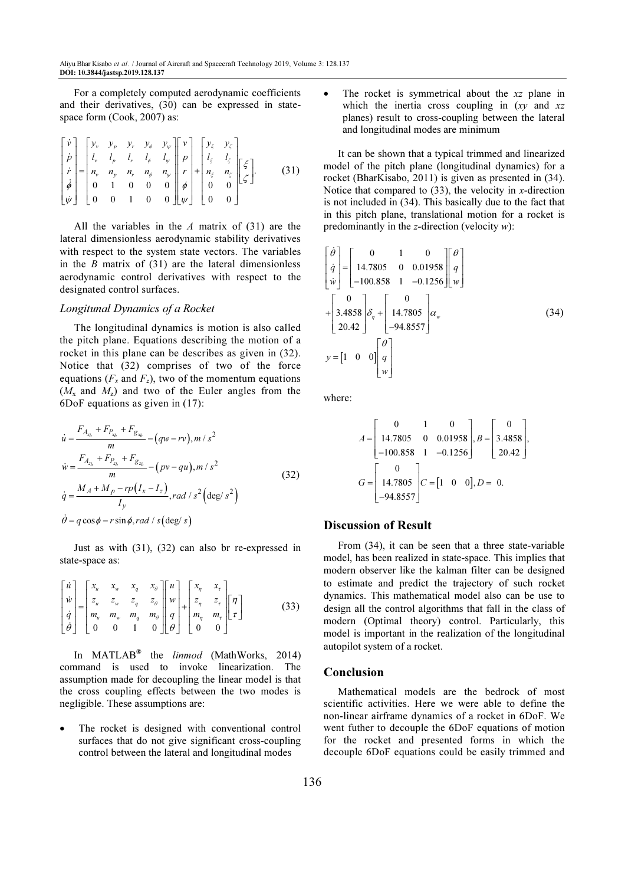For a completely computed aerodynamic coefficients and their derivatives, (30) can be expressed in state-space form (Cook, 2007) as:

$$\begin{bmatrix} \dot{v} \\ \dot{p} \\ \dot{r} \\ \dot{\phi} \\ \dot{\psi} \end{bmatrix} = \begin{bmatrix} y_v & y_p & y_r & y_\phi & y_\psi \\ l_v & l_p & l_r & l_\phi & l_\psi \\ n_v & n_p & n_r & n_\phi & n_\psi \\ 0 & 1 & 0 & 0 & 0 \\ 0 & 0 & 1 & 0 & 0 \end{bmatrix} \begin{bmatrix} v \\ p \\ r \\ \phi \\ \psi \end{bmatrix} + \begin{bmatrix} y_\xi & y_\zeta \\ l_\xi & l_\zeta \\ n_\xi & n_\zeta \\ 0 & 0 \\ 0 & 0 \end{bmatrix} \begin{bmatrix} \xi \\ \zeta \end{bmatrix}. \quad (31)$$

All the variables in the *A* matrix of (31) are the lateral dimensionless aerodynamic stability derivatives with respect to the system state vectors. The variables in the *B* matrix of (31) are the lateral dimensionless aerodynamic control derivatives with respect to the designated control surfaces.

### *Longitunal Dynamics of a Rocket*

The longitudinal dynamics is motion is also called the pitch plane. Equations describing the motion of a rocket in this plane can be describes as given in (32). Notice that (32) comprises of two of the force equations ($F_x$ and $F_z$), two of the momentum equations ($M_x$ and $M_z$) and two of the Euler angles from the 6DoF equations as given in (17):

$$\begin{aligned} \dot{u} &= \frac{F_{A_{x_b}} + F_{P_{x_b}} + F_{g_{x_b}}}{m} - (qw - rv), m/s^2 \\ \dot{w} &= \frac{F_{A_{z_b}} + F_{P_{z_b}} + F_{g_{z_b}}}{m} - (pv - qu), m/s^2 \\ \dot{q} &= \frac{M_A + M_p - rp(I_x - I_z)}{I_y}, rad/s^2 (\deg/s^2) \\ \dot{\theta} &= q\cos\phi - r\sin\phi, rad/s(\deg/s) \end{aligned} \quad (32)$$

Just as with (31), (32) can also br re-expressed in state-space as:

$$\begin{bmatrix} \dot{u} \\ \dot{w} \\ \dot{q} \\ \dot{\theta} \end{bmatrix} = \begin{bmatrix} x_u & x_w & x_q & x_\theta \\ z_u & z_w & z_q & z_\theta \\ m_u & m_w & m_q & m_\theta \\ 0 & 0 & 1 & 0 \end{bmatrix} \begin{bmatrix} u \\ w \\ q \\ \theta \end{bmatrix} + \begin{bmatrix} x_\eta & x_\tau \\ z_\eta & z_\tau \\ m_\eta & m_\tau \\ 0 & 0 \end{bmatrix} \begin{bmatrix} \eta \\ \tau \end{bmatrix} \quad (33)$$

In MATLAB® the *linmod* (MathWorks, 2014) command is used to invoke linearization. The assumption made for decoupling the linear model is that the cross coupling effects between the two modes is negligible. These assumptions are:

- The rocket is designed with conventional control surfaces that do not give significant cross-coupling control between the lateral and longitudinal modes
- The rocket is symmetrical about the *xz* plane in which the inertia cross coupling in (*xy* and *xz* planes) result to cross-coupling between the lateral and longitudinal modes are minimum

It can be shown that a typical trimmed and linearized model of the pitch plane (longitudinal dynamics) for a rocket (BharKisabo, 2011) is given as presented in (34). Notice that compared to (33), the velocity in *x*-direction is not included in (34). This basically due to the fact that in this pitch plane, translational motion for a rocket is predominantly in the *z*-direction (velocity *w*):

$$\begin{aligned} \begin{bmatrix} \dot{\theta} \\ \dot{q} \\ \dot{w} \end{bmatrix} &= \begin{bmatrix} 0 & 1 & 0 \\ 14.7805 & 0 & 0.01958 \\ -100.858 & 1 & -0.1256 \end{bmatrix} \begin{bmatrix} \theta \\ q \\ w \end{bmatrix} \\ &+ \begin{bmatrix} 0 \\ 3.4858 \\ 20.42 \end{bmatrix} \delta_\eta + \begin{bmatrix} 0 \\ 14.7805 \\ -94.8557 \end{bmatrix} \alpha_w \\ y &= \begin{bmatrix} 1 & 0 & 0 \end{bmatrix} \begin{bmatrix} \theta \\ q \\ w \end{bmatrix} \end{aligned} \quad (34)$$

where:

$$A = \begin{bmatrix} 0 & 1 & 0 \\ 14.7805 & 0 & 0.01958 \\ -100.858 & 1 & -0.1256 \end{bmatrix}, B = \begin{bmatrix} 0 \\ 3.4858 \\ 20.42 \end{bmatrix},$$

$$G = \begin{bmatrix} 0 \\ 14.7805 \\ -94.8557 \end{bmatrix} C = \begin{bmatrix} 1 & 0 & 0 \end{bmatrix}, D = 0.$$

## Discussion of Result

From (34), it can be seen that a three state-variable model, has been realized in state-space. This implies that modern observer like the kalman filter can be designed to estimate and predict the trajectory of such rocket dynamics. This mathematical model also can be use to design all the control algorithms that fall in the class of modern (Optimal theory) control. Particularly, this model is important in the realization of the longitudinal autopilot system of a rocket.

## Conclusion

Mathematical models are the bedrock of most scientific activities. Here we were able to define the non-linear airframe dynamics of a rocket in 6DoF. We went futher to decouple the 6DoF equations of motion for the rocket and presented forms in which the decouple 6DoF equations could be easily trimmed and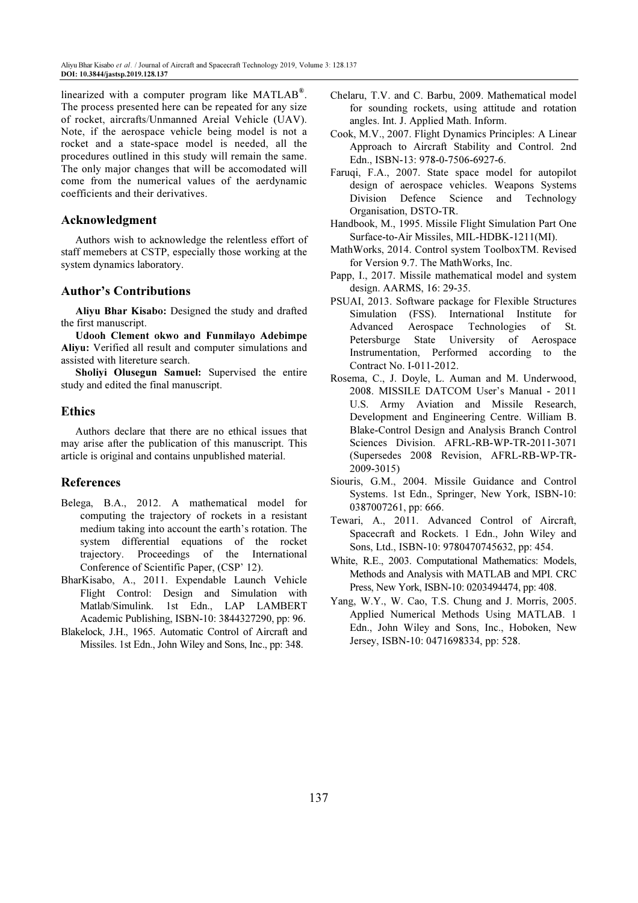linearized with a computer program like MATLAB®. The process presented here can be repeated for any size of rocket, aircrafts/Unmanned Areial Vehicle (UAV). Note, if the aerospace vehicle being model is not a rocket and a state-space model is needed, all the procedures outlined in this study will remain the same. The only major changes that will be accomodated will come from the numerical values of the aerdynamic coefficients and their derivatives.

## Acknowledgment

Authors wish to acknowledge the relentless effort of staff memebers at CSTP, especially those working at the system dynamics laboratory.

## Author's Contributions

**Aliyu Bhar Kisabo:** Designed the study and drafted the first manuscript.

**Udooh Clement okwo and Funmilayo Adebimpe Aliyu:** Verified all result and computer simulations and assisted with litereture search.

**Sholiyi Olusegun Samuel:** Supervised the entire study and edited the final manuscript.

## Ethics

Authors declare that there are no ethical issues that may arise after the publication of this manuscript. This article is original and contains unpublished material.

## References

Belega, B.A., 2012. A mathematical model for computing the trajectory of rockets in a resistant medium taking into account the earth's rotation. The system differential equations of the rocket trajectory. Proceedings of the International Conference of Scientific Paper, (CSP' 12).

BharKisabo, A., 2011. Expendable Launch Vehicle Flight Control: Design and Simulation with Matlab/Simulink. 1st Edn., LAP LAMBERT Academic Publishing, ISBN-10: 3844327290, pp: 96.

Blakelock, J.H., 1965. Automatic Control of Aircraft and Missiles. 1st Edn., John Wiley and Sons, Inc., pp: 348.

Chelaru, T.V. and C. Barbu, 2009. Mathematical model for sounding rockets, using attitude and rotation angles. Int. J. Applied Math. Inform.

Cook, M.V., 2007. Flight Dynamics Principles: A Linear Approach to Aircraft Stability and Control. 2nd Edn., ISBN-13: 978-0-7506-6927-6.

Faruqi, F.A., 2007. State space model for autopilot design of aerospace vehicles. Weapons Systems Division Defence Science and Technology Organisation, DSTO-TR.

Handbook, M., 1995. Missile Flight Simulation Part One Surface-to-Air Missiles, MIL-HDBK-1211(MI).

MathWorks, 2014. Control system ToolboxTM. Revised for Version 9.7. The MathWorks, Inc.

Papp, I., 2017. Missile mathematical model and system design. AARMS, 16: 29-35.

PSUAI, 2013. Software package for Flexible Structures Simulation (FSS). International Institute for Advanced Aerospace Technologies of St. Petersburge State University of Aerospace Instrumentation, Performed according to the Contract No. I-011-2012.

Rosema, C., J. Doyle, L. Auman and M. Underwood, 2008. MISSILE DATCOM User's Manual - 2011 U.S. Army Aviation and Missile Research, Development and Engineering Centre. William B. Blake-Control Design and Analysis Branch Control Sciences Division. AFRL-RB-WP-TR-2011-3071 (Supersedes 2008 Revision, AFRL-RB-WP-TR-2009-3015)

Siouris, G.M., 2004. Missile Guidance and Control Systems. 1st Edn., Springer, New York, ISBN-10: 0387007261, pp: 666.

Tewari, A., 2011. Advanced Control of Aircraft, Spacecraft and Rockets. 1 Edn., John Wiley and Sons, Ltd., ISBN-10: 9780470745632, pp: 454.

White, R.E., 2003. Computational Mathematics: Models, Methods and Analysis with MATLAB and MPI. CRC Press, New York, ISBN-10: 0203494474, pp: 408.

Yang, W.Y., W. Cao, T.S. Chung and J. Morris, 2005. Applied Numerical Methods Using MATLAB. 1 Edn., John Wiley and Sons, Inc., Hoboken, New Jersey, ISBN-10: 0471698334, pp: 528.